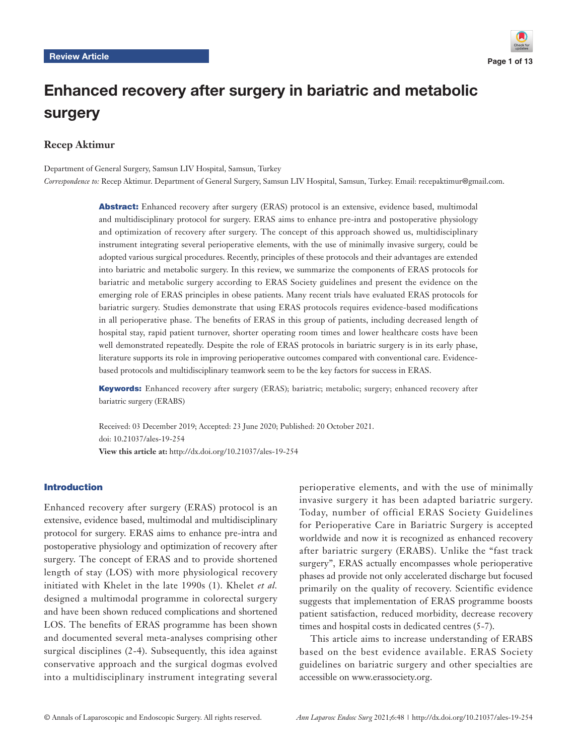Review Article

# Enhanced recovery after surgery in bariatric and metabolic surgery

**Recep Aktimur**

Department of General Surgery, Samsun LIV Hospital, Samsun, Turkey

*Correspondence to:* Recep Aktimur. Department of General Surgery, Samsun LIV Hospital, Samsun, Turkey. Email: recepaktimur@gmail.com.

**Abstract:** Enhanced recovery after surgery (ERAS) protocol is an extensive, evidence based, multimodal and multidisciplinary protocol for surgery. ERAS aims to enhance pre-intra and postoperative physiology and optimization of recovery after surgery. The concept of this approach showed us, multidisciplinary instrument integrating several perioperative elements, with the use of minimally invasive surgery, could be adopted various surgical procedures. Recently, principles of these protocols and their advantages are extended into bariatric and metabolic surgery. In this review, we summarize the components of ERAS protocols for bariatric and metabolic surgery according to ERAS Society guidelines and present the evidence on the emerging role of ERAS principles in obese patients. Many recent trials have evaluated ERAS protocols for bariatric surgery. Studies demonstrate that using ERAS protocols requires evidence-based modifications in all perioperative phase. The benefits of ERAS in this group of patients, including decreased length of hospital stay, rapid patient turnover, shorter operating room times and lower healthcare costs have been well demonstrated repeatedly. Despite the role of ERAS protocols in bariatric surgery is in its early phase, literature supports its role in improving perioperative outcomes compared with conventional care. Evidence-based protocols and multidisciplinary teamwork seem to be the key factors for success in ERAS.

**Keywords:** Enhanced recovery after surgery (ERAS); bariatric; metabolic; surgery; enhanced recovery after bariatric surgery (ERABS)

Received: 03 December 2019; Accepted: 23 June 2020; Published: 20 October 2021.

doi: 10.21037/ales-19-254

**View this article at:** http://dx.doi.org/10.21037/ales-19-254

## Introduction

Enhanced recovery after surgery (ERAS) protocol is an extensive, evidence based, multimodal and multidisciplinary protocol for surgery. ERAS aims to enhance pre-intra and postoperative physiology and optimization of recovery after surgery. The concept of ERAS and to provide shortened length of stay (LOS) with more physiological recovery initiated with Khelet in the late 1990s (1). Khelet *et al.* designed a multimodal programme in colorectal surgery and have been shown reduced complications and shortened LOS. The benefits of ERAS programme has been shown and documented several meta-analyses comprising other surgical disciplines (2-4). Subsequently, this idea against conservative approach and the surgical dogmas evolved into a multidisciplinary instrument integrating several perioperative elements, and with the use of minimally invasive surgery it has been adapted bariatric surgery. Today, number of official ERAS Society Guidelines for Perioperative Care in Bariatric Surgery is accepted worldwide and now it is recognized as enhanced recovery after bariatric surgery (ERABS). Unlike the "fast track surgery", ERAS actually encompasses whole perioperative phases ad provide not only accelerated discharge but focused primarily on the quality of recovery. Scientific evidence suggests that implementation of ERAS programme boosts patient satisfaction, reduced morbidity, decrease recovery times and hospital costs in dedicated centres (5-7).

This article aims to increase understanding of ERABS based on the best evidence available. ERAS Society guidelines on bariatric surgery and other specialties are accessible on www.erassociety.org.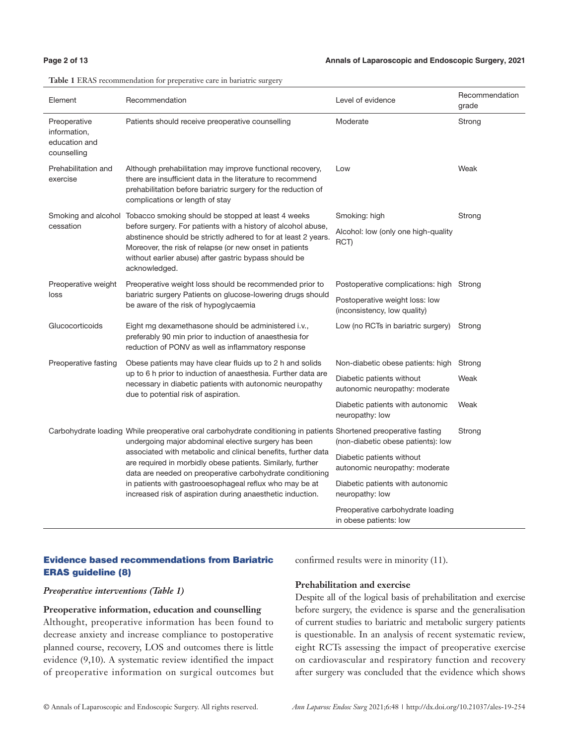**Table 1** ERAS recommendation for preperative care in bariatric surgery

| Element | Recommendation | Level of evidence | Recommendation grade |
|---|---|---|---|
| Preoperative information, education and counselling | Patients should receive preoperative counselling | Moderate | Strong |
| Prehabilitation and exercise | Although prehabilitation may improve functional recovery, there are insufficient data in the literature to recommend prehabilitation before bariatric surgery for the reduction of complications or length of stay | Low | Weak |
| Smoking and alcohol cessation | Tobacco smoking should be stopped at least 4 weeks before surgery. For patients with a history of alcohol abuse, abstinence should be strictly adhered to for at least 2 years. Moreover, the risk of relapse (or new onset in patients without earlier abuse) after gastric bypass should be acknowledged. | Smoking: high | Strong |
| | | Alcohol: low (only one high-quality RCT) | |
| Preoperative weight loss | Preoperative weight loss should be recommended prior to bariatric surgery Patients on glucose-lowering drugs should be aware of the risk of hypoglycaemia | Postoperative complications: high | Strong |
| | | Postoperative weight loss: low (inconsistency, low quality) | |
| Glucocorticoids | Eight mg dexamethasone should be administered i.v., preferably 90 min prior to induction of anaesthesia for reduction of PONV as well as inflammatory response | Low (no RCTs in bariatric surgery) | Strong |
| Preoperative fasting | Obese patients may have clear fluids up to 2 h and solids up to 6 h prior to induction of anaesthesia. Further data are necessary in diabetic patients with autonomic neuropathy due to potential risk of aspiration. | Non-diabetic obese patients: high | Strong |
| | | Diabetic patients without autonomic neuropathy: moderate | Weak |
| | | Diabetic patients with autonomic neuropathy: low | Weak |
| Carbohydrate loading | While preoperative oral carbohydrate conditioning in patients undergoing major abdominal elective surgery has been associated with metabolic and clinical benefits, further data are required in morbidly obese patients. Similarly, further data are needed on preoperative carbohydrate conditioning in patients with gastrooesophageal reflux who may be at increased risk of aspiration during anaesthetic induction. | Shortened preoperative fasting (non-diabetic obese patients): low | Strong |
| | | Diabetic patients without autonomic neuropathy: moderate | |
| | | Diabetic patients with autonomic neuropathy: low | |
| | | Preoperative carbohydrate loading in obese patients: low | |

## Evidence based recommendations from Bariatric ERAS guideline (8)

### *Preoperative interventions (Table 1)*

#### Preoperative information, education and counselling

Althought, preoperative information has been found to decrease anxiety and increase compliance to postoperative planned course, recovery, LOS and outcomes there is little evidence (9,10). A systematic review identified the impact of preoperative information on surgical outcomes but confirmed results were in minority (11).

#### Prehabilitation and exercise

Despite all of the logical basis of prehabilitation and exercise before surgery, the evidence is sparse and the generalisation of current studies to bariatric and metabolic surgery patients is questionable. In an analysis of recent systematic review, eight RCTs assessing the impact of preoperative exercise on cardiovascular and respiratory function and recovery after surgery was concluded that the evidence which shows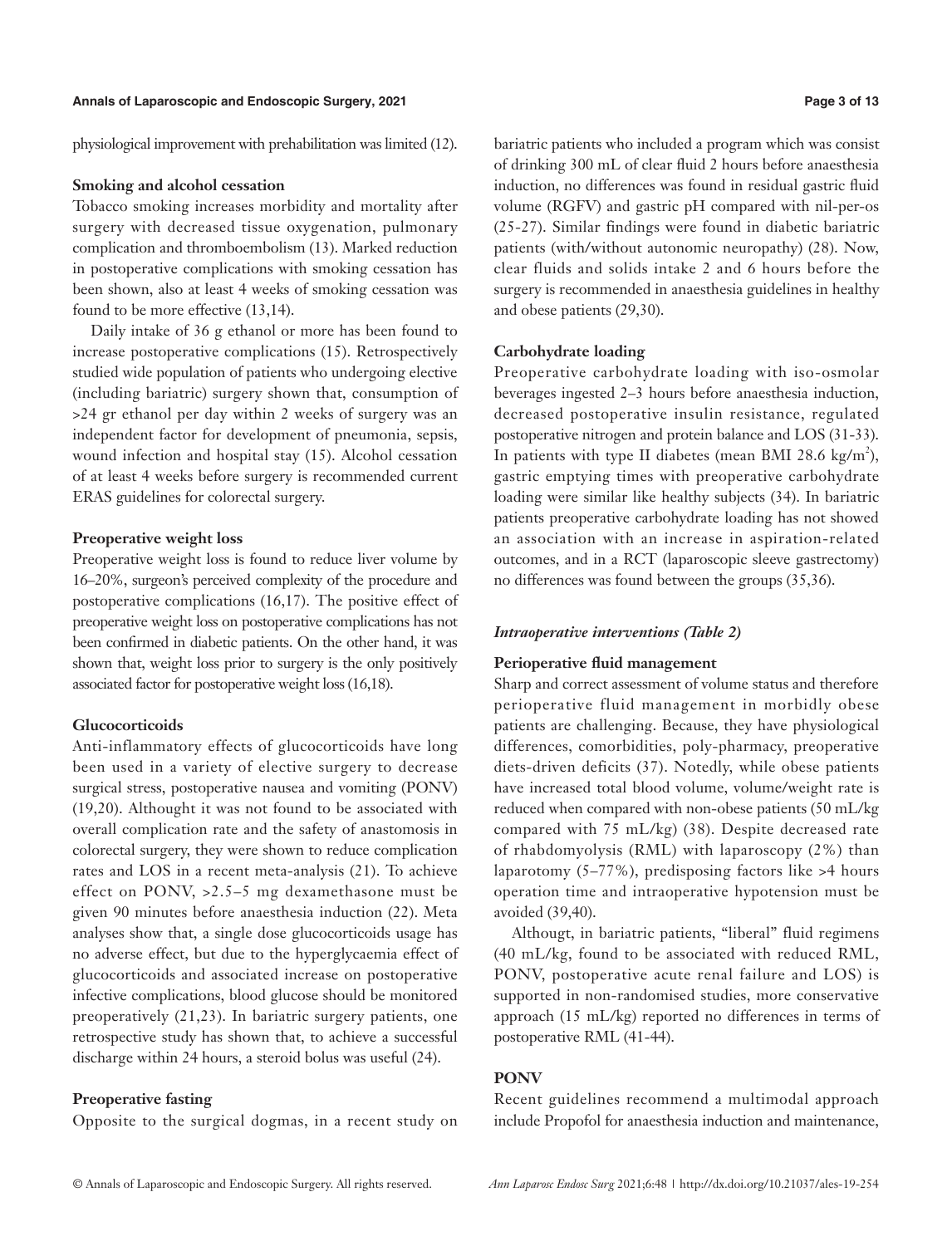physiological improvement with prehabilitation was limited (12).

**Smoking and alcohol cessation**

Tobacco smoking increases morbidity and mortality after surgery with decreased tissue oxygenation, pulmonary complication and thromboembolism (13). Marked reduction in postoperative complications with smoking cessation has been shown, also at least 4 weeks of smoking cessation was found to be more effective (13,14).

Daily intake of 36 g ethanol or more has been found to increase postoperative complications (15). Retrospectively studied wide population of patients who undergoing elective (including bariatric) surgery shown that, consumption of >24 gr ethanol per day within 2 weeks of surgery was an independent factor for development of pneumonia, sepsis, wound infection and hospital stay (15). Alcohol cessation of at least 4 weeks before surgery is recommended current ERAS guidelines for colorectal surgery.

**Preoperative weight loss**

Preoperative weight loss is found to reduce liver volume by 16–20%, surgeon's perceived complexity of the procedure and postoperative complications (16,17). The positive effect of preoperative weight loss on postoperative complications has not been confirmed in diabetic patients. On the other hand, it was shown that, weight loss prior to surgery is the only positively associated factor for postoperative weight loss (16,18).

**Glucocorticoids**

Anti-inflammatory effects of glucocorticoids have long been used in a variety of elective surgery to decrease surgical stress, postoperative nausea and vomiting (PONV) (19,20). Althought it was not found to be associated with overall complication rate and the safety of anastomosis in colorectal surgery, they were shown to reduce complication rates and LOS in a recent meta-analysis (21). To achieve effect on PONV, >2.5–5 mg dexamethasone must be given 90 minutes before anaesthesia induction (22). Meta analyses show that, a single dose glucocorticoids usage has no adverse effect, but due to the hyperglycaemia effect of glucocorticoids and associated increase on postoperative infective complications, blood glucose should be monitored preoperatively (21,23). In bariatric surgery patients, one retrospective study has shown that, to achieve a successful discharge within 24 hours, a steroid bolus was useful (24).

**Preoperative fasting**

Opposite to the surgical dogmas, in a recent study on bariatric patients who included a program which was consist of drinking 300 mL of clear fluid 2 hours before anaesthesia induction, no differences was found in residual gastric fluid volume (RGFV) and gastric pH compared with nil-per-os (25-27). Similar findings were found in diabetic bariatric patients (with/without autonomic neuropathy) (28). Now, clear fluids and solids intake 2 and 6 hours before the surgery is recommended in anaesthesia guidelines in healthy and obese patients (29,30).

**Carbohydrate loading**

Preoperative carbohydrate loading with iso-osmolar beverages ingested 2–3 hours before anaesthesia induction, decreased postoperative insulin resistance, regulated postoperative nitrogen and protein balance and LOS (31-33). In patients with type II diabetes (mean BMI 28.6 kg/m$^2$), gastric emptying times with preoperative carbohydrate loading were similar like healthy subjects (34). In bariatric patients preoperative carbohydrate loading has not showed an association with an increase in aspiration-related outcomes, and in a RCT (laparoscopic sleeve gastrectomy) no differences was found between the groups (35,36).

### *Intraoperative interventions (Table 2)*

**Perioperative fluid management**

Sharp and correct assessment of volume status and therefore perioperative fluid management in morbidly obese patients are challenging. Because, they have physiological differences, comorbidities, poly-pharmacy, preoperative diets-driven deficits (37). Notedly, while obese patients have increased total blood volume, volume/weight rate is reduced when compared with non-obese patients (50 mL/kg compared with 75 mL/kg) (38). Despite decreased rate of rhabdomyolysis (RML) with laparoscopy (2%) than laparotomy (5–77%), predisposing factors like >4 hours operation time and intraoperative hypotension must be avoided (39,40).

Althougt, in bariatric patients, "liberal" fluid regimens (40 mL/kg, found to be associated with reduced RML, PONV, postoperative acute renal failure and LOS) is supported in non-randomised studies, more conservative approach (15 mL/kg) reported no differences in terms of postoperative RML (41-44).

**PONV**

Recent guidelines recommend a multimodal approach include Propofol for anaesthesia induction and maintenance,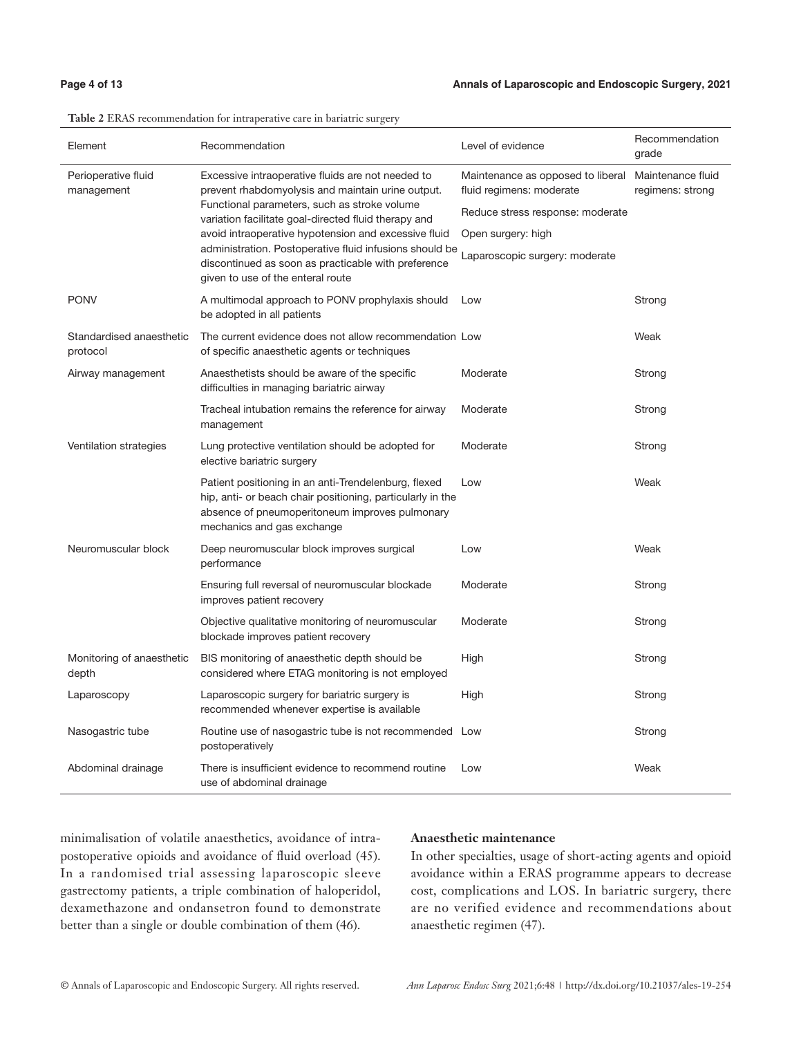**Table 2** ERAS recommendation for intraperative care in bariatric surgery

| Element | Recommendation | Level of evidence | Recommendation grade |
|---|---|---|---|
| Perioperative fluid management | Excessive intraoperative fluids are not needed to prevent rhabdomyolysis and maintain urine output. Functional parameters, such as stroke volume variation facilitate goal-directed fluid therapy and avoid intraoperative hypotension and excessive fluid administration. Postoperative fluid infusions should be discontinued as soon as practicable with preference given to use of the enteral route | Maintenance as opposed to liberal fluid regimens: moderate<br>Reduce stress response: moderate<br>Open surgery: high<br>Laparoscopic surgery: moderate | Maintenance fluid regimens: strong |
| PONV | A multimodal approach to PONV prophylaxis should be adopted in all patients | Low | Strong |
| Standardised anaesthetic protocol | The current evidence does not allow recommendation of specific anaesthetic agents or techniques | Low | Weak |
| Airway management | Anaesthetists should be aware of the specific difficulties in managing bariatric airway | Moderate | Strong |
| | Tracheal intubation remains the reference for airway management | Moderate | Strong |
| Ventilation strategies | Lung protective ventilation should be adopted for elective bariatric surgery | Moderate | Strong |
| | Patient positioning in an anti-Trendelenburg, flexed hip, anti- or beach chair positioning, particularly in the absence of pneumoperitoneum improves pulmonary mechanics and gas exchange | Low | Weak |
| Neuromuscular block | Deep neuromuscular block improves surgical performance | Low | Weak |
| | Ensuring full reversal of neuromuscular blockade improves patient recovery | Moderate | Strong |
| | Objective qualitative monitoring of neuromuscular blockade improves patient recovery | Moderate | Strong |
| Monitoring of anaesthetic depth | BIS monitoring of anaesthetic depth should be considered where ETAG monitoring is not employed | High | Strong |
| Laparoscopy | Laparoscopic surgery for bariatric surgery is recommended whenever expertise is available | High | Strong |
| Nasogastric tube | Routine use of nasogastric tube is not recommended postoperatively | Low | Strong |
| Abdominal drainage | There is insufficient evidence to recommend routine use of abdominal drainage | Low | Weak |

minimalisation of volatile anaesthetics, avoidance of intra-postoperative opioids and avoidance of fluid overload (45). In a randomised trial assessing laparoscopic sleeve gastrectomy patients, a triple combination of haloperidol, dexamethazone and ondansetron found to demonstrate better than a single or double combination of them (46).

### Anaesthetic maintenance

In other specialties, usage of short-acting agents and opioid avoidance within a ERAS programme appears to decrease cost, complications and LOS. In bariatric surgery, there are no verified evidence and recommendations about anaesthetic regimen (47).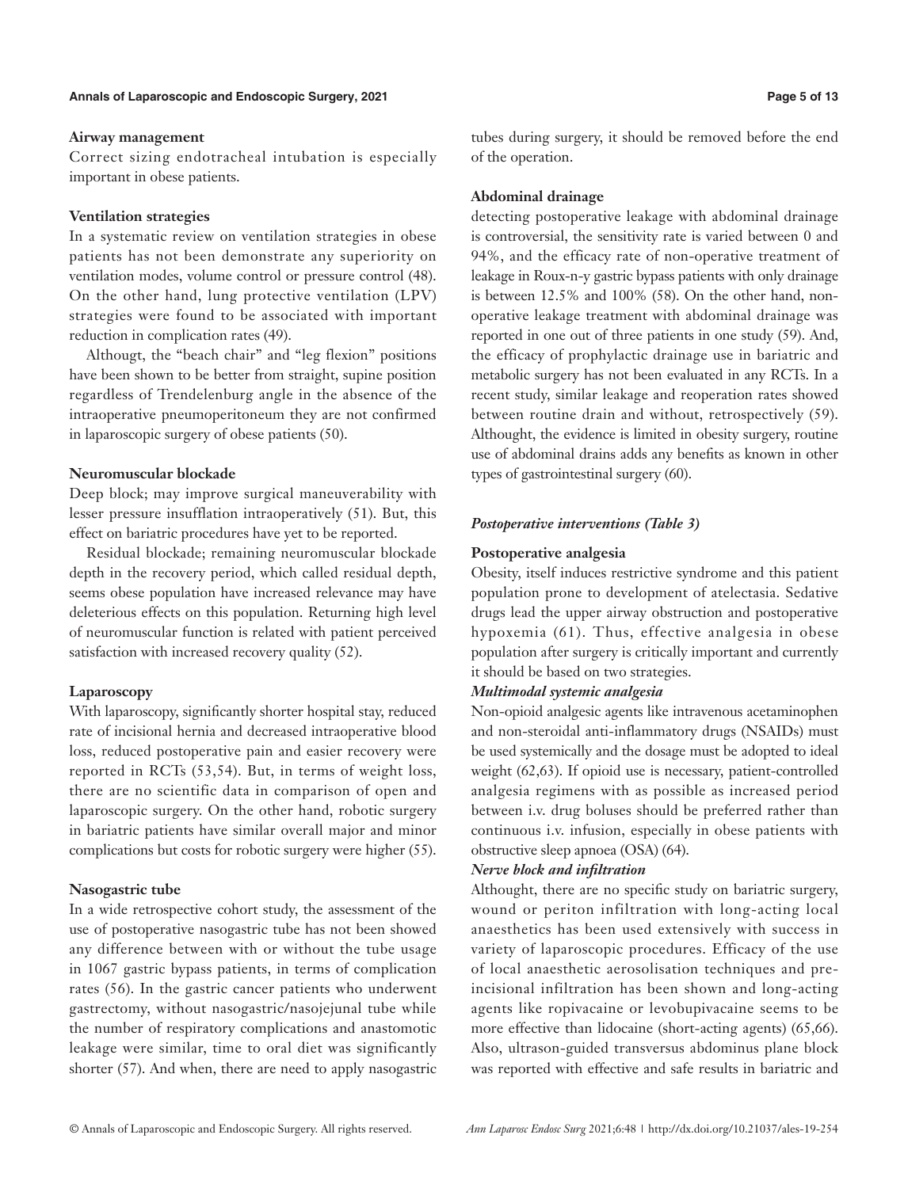**Airway management**

Correct sizing endotracheal intubation is especially important in obese patients.

**Ventilation strategies**

In a systematic review on ventilation strategies in obese patients has not been demonstrate any superiority on ventilation modes, volume control or pressure control (48). On the other hand, lung protective ventilation (LPV) strategies were found to be associated with important reduction in complication rates (49).

Althougt, the "beach chair" and "leg flexion" positions have been shown to be better from straight, supine position regardless of Trendelenburg angle in the absence of the intraoperative pneumoperitoneum they are not confirmed in laparoscopic surgery of obese patients (50).

**Neuromuscular blockade**

Deep block; may improve surgical maneuverability with lesser pressure insufflation intraoperatively (51). But, this effect on bariatric procedures have yet to be reported.

Residual blockade; remaining neuromuscular blockade depth in the recovery period, which called residual depth, seems obese population have increased relevance may have deleterious effects on this population. Returning high level of neuromuscular function is related with patient perceived satisfaction with increased recovery quality (52).

**Laparoscopy**

With laparoscopy, significantly shorter hospital stay, reduced rate of incisional hernia and decreased intraoperative blood loss, reduced postoperative pain and easier recovery were reported in RCTs (53,54). But, in terms of weight loss, there are no scientific data in comparison of open and laparoscopic surgery. On the other hand, robotic surgery in bariatric patients have similar overall major and minor complications but costs for robotic surgery were higher (55).

**Nasogastric tube**

In a wide retrospective cohort study, the assessment of the use of postoperative nasogastric tube has not been showed any difference between with or without the tube usage in 1067 gastric bypass patients, in terms of complication rates (56). In the gastric cancer patients who underwent gastrectomy, without nasogastric/nasojejunal tube while the number of respiratory complications and anastomotic leakage were similar, time to oral diet was significantly shorter (57). And when, there are need to apply nasogastric tubes during surgery, it should be removed before the end of the operation.

**Abdominal drainage**

detecting postoperative leakage with abdominal drainage is controversial, the sensitivity rate is varied between 0 and 94%, and the efficacy rate of non-operative treatment of leakage in Roux-n-y gastric bypass patients with only drainage is between 12.5% and 100% (58). On the other hand, non-operative leakage treatment with abdominal drainage was reported in one out of three patients in one study (59). And, the efficacy of prophylactic drainage use in bariatric and metabolic surgery has not been evaluated in any RCTs. In a recent study, similar leakage and reoperation rates showed between routine drain and without, retrospectively (59). Althought, the evidence is limited in obesity surgery, routine use of abdominal drains adds any benefits as known in other types of gastrointestinal surgery (60).

### *Postoperative interventions (Table 3)*

**Postoperative analgesia**

Obesity, itself induces restrictive syndrome and this patient population prone to development of atelectasia. Sedative drugs lead the upper airway obstruction and postoperative hypoxemia (61). Thus, effective analgesia in obese population after surgery is critically important and currently it should be based on two strategies.

***Multimodal systemic analgesia***

Non-opioid analgesic agents like intravenous acetaminophen and non-steroidal anti-inflammatory drugs (NSAIDs) must be used systemically and the dosage must be adopted to ideal weight (62,63). If opioid use is necessary, patient-controlled analgesia regimens with as possible as increased period between i.v. drug boluses should be preferred rather than continuous i.v. infusion, especially in obese patients with obstructive sleep apnoea (OSA) (64).

***Nerve block and infiltration***

Althought, there are no specific study on bariatric surgery, wound or periton infiltration with long-acting local anaesthetics has been used extensively with success in variety of laparoscopic procedures. Efficacy of the use of local anaesthetic aerosolisation techniques and pre-incisional infiltration has been shown and long-acting agents like ropivacaine or levobupivacaine seems to be more effective than lidocaine (short-acting agents) (65,66). Also, ultrason-guided transversus abdominus plane block was reported with effective and safe results in bariatric and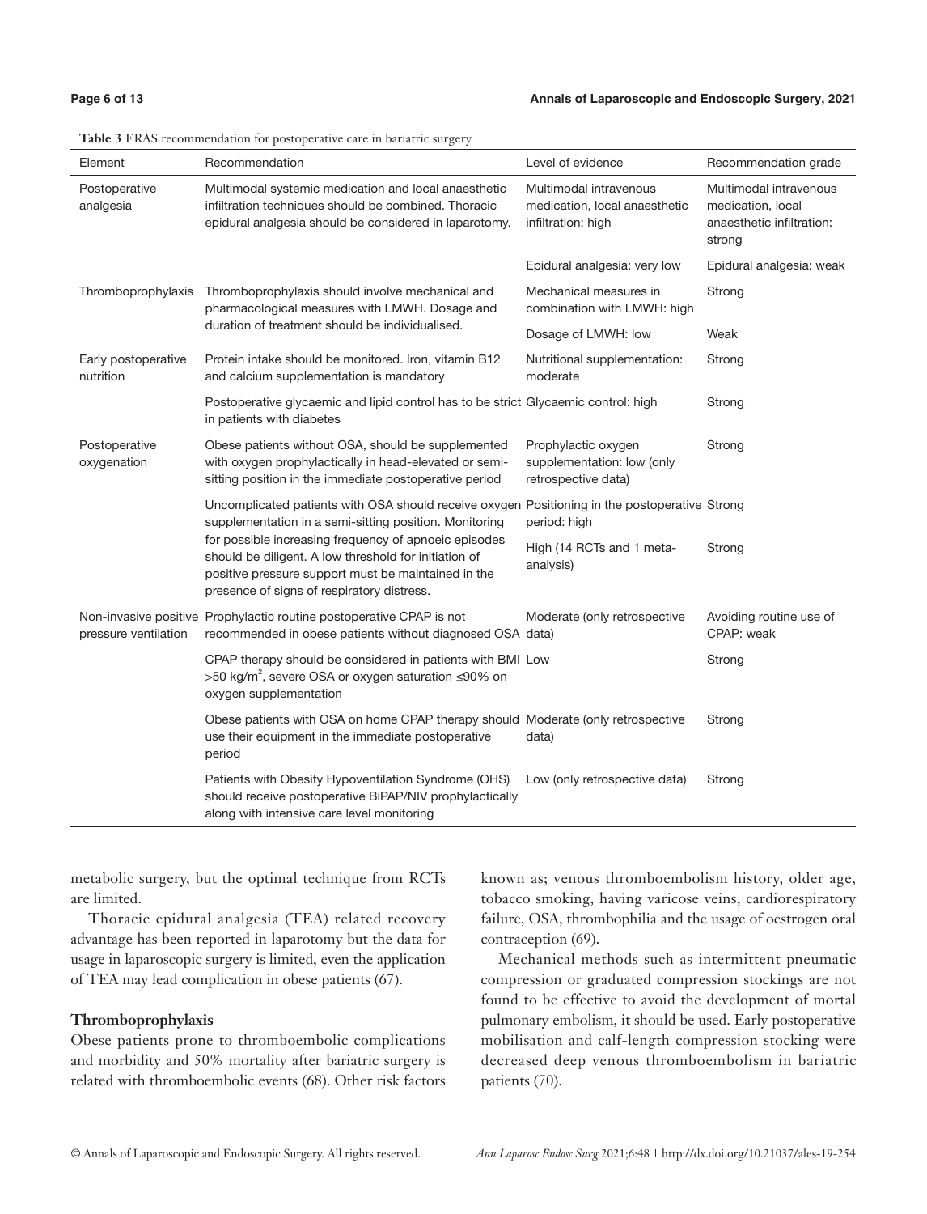**Table 3** ERAS recommendation for postoperative care in bariatric surgery

| Element | Recommendation | Level of evidence | Recommendation grade |
|---|---|---|---|
| Postoperative analgesia | Multimodal systemic medication and local anaesthetic infiltration techniques should be combined. Thoracic epidural analgesia should be considered in laparotomy. | Multimodal intravenous medication, local anaesthetic infiltration: high | Multimodal intravenous medication, local anaesthetic infiltration: strong |
| | | Epidural analgesia: very low | Epidural analgesia: weak |
| Thromboprophylaxis | Thromboprophylaxis should involve mechanical and pharmacological measures with LMWH. Dosage and duration of treatment should be individualised. | Mechanical measures in combination with LMWH: high | Strong |
| | | Dosage of LMWH: low | Weak |
| Early postoperative nutrition | Protein intake should be monitored. Iron, vitamin B12 and calcium supplementation is mandatory | Nutritional supplementation: moderate | Strong |
| | Postoperative glycaemic and lipid control has to be strict in patients with diabetes | Glycaemic control: high | Strong |
| Postoperative oxygenation | Obese patients without OSA, should be supplemented with oxygen prophylactically in head-elevated or semi-sitting position in the immediate postoperative period | Prophylactic oxygen supplementation: low (only retrospective data) | Strong |
| | Uncomplicated patients with OSA should receive oxygen supplementation in a semi-sitting position. Monitoring for possible increasing frequency of apnoeic episodes should be diligent. A low threshold for initiation of positive pressure support must be maintained in the presence of signs of respiratory distress. | Positioning in the postoperative period: high | Strong |
| | | High (14 RCTs and 1 meta-analysis) | Strong |
| Non-invasive positive pressure ventilation | Prophylactic routine postoperative CPAP is not recommended in obese patients without diagnosed OSA | Moderate (only retrospective data) | Avoiding routine use of CPAP: weak |
| | CPAP therapy should be considered in patients with BMI >50 kg/m$^2$, severe OSA or oxygen saturation ≤90% on oxygen supplementation | Low | Strong |
| | Obese patients with OSA on home CPAP therapy should use their equipment in the immediate postoperative period | Moderate (only retrospective data) | Strong |
| | Patients with Obesity Hypoventilation Syndrome (OHS) should receive postoperative BiPAP/NIV prophylactically along with intensive care level monitoring | Low (only retrospective data) | Strong |

metabolic surgery, but the optimal technique from RCTs are limited.

Thoracic epidural analgesia (TEA) related recovery advantage has been reported in laparotomy but the data for usage in laparoscopic surgery is limited, even the application of TEA may lead complication in obese patients (67).

### Thromboprophylaxis

Obese patients prone to thromboembolic complications and morbidity and 50% mortality after bariatric surgery is related with thromboembolic events (68). Other risk factors known as; venous thromboembolism history, older age, tobacco smoking, having varicose veins, cardiorespiratory failure, OSA, thrombophilia and the usage of oestrogen oral contraception (69).

Mechanical methods such as intermittent pneumatic compression or graduated compression stockings are not found to be effective to avoid the development of mortal pulmonary embolism, it should be used. Early postoperative mobilisation and calf-length compression stocking were decreased deep venous thromboembolism in bariatric patients (70).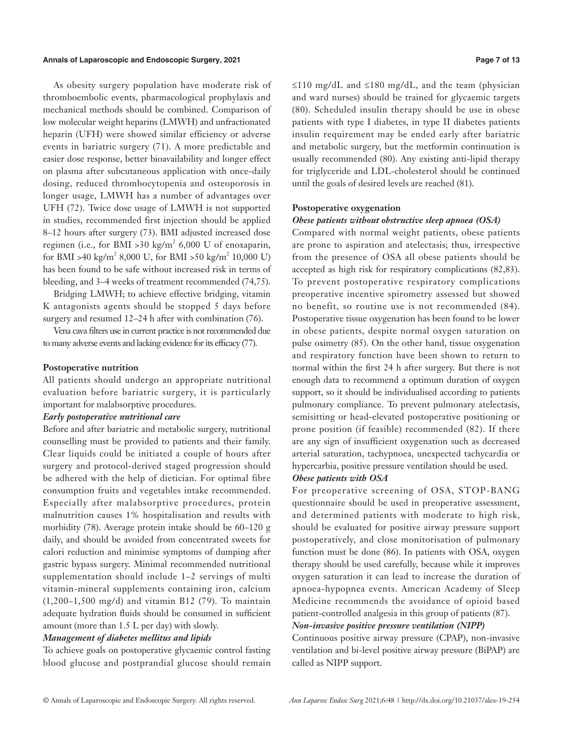As obesity surgery population have moderate risk of thromboembolic events, pharmacological prophylaxis and mechanical methods should be combined. Comparison of low molecular weight heparins (LMWH) and unfractionated heparin (UFH) were showed similar efficiency or adverse events in bariatric surgery (71). A more predictable and easier dose response, better bioavailability and longer effect on plasma after subcutaneous application with once-daily dosing, reduced thrombocytopenia and osteoporosis in longer usage, LMWH has a number of advantages over UFH (72). Twice dose usage of LMWH is not supported in studies, recommended first injection should be applied 8–12 hours after surgery (73). BMI adjusted increased dose regimen (i.e., for BMI >30 kg/m$^2$ 6,000 U of enoxaparin, for BMI >40 kg/m$^2$ 8,000 U, for BMI >50 kg/m$^2$ 10,000 U) has been found to be safe without increased risk in terms of bleeding, and 3–4 weeks of treatment recommended (74,75).

Bridging LMWH; to achieve effective bridging, vitamin K antagonists agents should be stopped 5 days before surgery and resumed 12–24 h after with combination (76).

Vena cava filters use in current practice is not recommended due to many adverse events and lacking evidence for its efficacy (77).

**Postoperative nutrition**

All patients should undergo an appropriate nutritional evaluation before bariatric surgery, it is particularly important for malabsorptive procedures.

***Early postoperative nutritional care***

Before and after bariatric and metabolic surgery, nutritional counselling must be provided to patients and their family. Clear liquids could be initiated a couple of hours after surgery and protocol-derived staged progression should be adhered with the help of dietician. For optimal fibre consumption fruits and vegetables intake recommended. Especially after malabsorptive procedures, protein malnutrition causes 1% hospitalisation and results with morbidity (78). Average protein intake should be 60–120 g daily, and should be avoided from concentrated sweets for calori reduction and minimise symptoms of dumping after gastric bypass surgery. Minimal recommended nutritional supplementation should include 1–2 servings of multi vitamin-mineral supplements containing iron, calcium (1,200–1,500 mg/d) and vitamin B12 (79). To maintain adequate hydration fluids should be consumed in sufficient amount (more than 1.5 L per day) with slowly.

***Management of diabetes mellitus and lipids***

To achieve goals on postoperative glycaemic control fasting blood glucose and postprandial glucose should remain ≤110 mg/dL and ≤180 mg/dL, and the team (physician and ward nurses) should be trained for glycaemic targets (80). Scheduled insulin therapy should be use in obese patients with type I diabetes, in type II diabetes patients insulin requirement may be ended early after bariatric and metabolic surgery, but the metformin continuation is usually recommended (80). Any existing anti-lipid therapy for triglyceride and LDL-cholesterol should be continued until the goals of desired levels are reached (81).

**Postoperative oxygenation**

***Obese patients without obstructive sleep apnoea (OSA)***

Compared with normal weight patients, obese patients are prone to aspiration and atelectasis; thus, irrespective from the presence of OSA all obese patients should be accepted as high risk for respiratory complications (82,83). To prevent postoperative respiratory complications preoperative incentive spirometry assessed but showed no benefit, so routine use is not recommended (84). Postoperative tissue oxygenation has been found to be lower in obese patients, despite normal oxygen saturation on pulse oximetry (85). On the other hand, tissue oxygenation and respiratory function have been shown to return to normal within the first 24 h after surgery. But there is not enough data to recommend a optimum duration of oxygen support, so it should be individualised according to patients pulmonary compliance. To prevent pulmonary atelectasis, semisitting or head-elevated postoperative positioning or prone position (if feasible) recommended (82). If there are any sign of insufficient oxygenation such as decreased arterial saturation, tachypnoea, unexpected tachycardia or hypercarbia, positive pressure ventilation should be used.

***Obese patients with OSA***

For preoperative screening of OSA, STOP-BANG questionnaire should be used in preoperative assessment, and determined patients with moderate to high risk, should be evaluated for positive airway pressure support postoperatively, and close monitorisation of pulmonary function must be done (86). In patients with OSA, oxygen therapy should be used carefully, because while it improves oxygen saturation it can lead to increase the duration of apnoea-hypopnea events. American Academy of Sleep Medicine recommends the avoidance of opioid based patient-controlled analgesia in this group of patients (87).

***Non-invasive positive pressure ventilation (NIPP)***

Continuous positive airway pressure (CPAP), non-invasive ventilation and bi-level positive airway pressure (BiPAP) are called as NIPP support.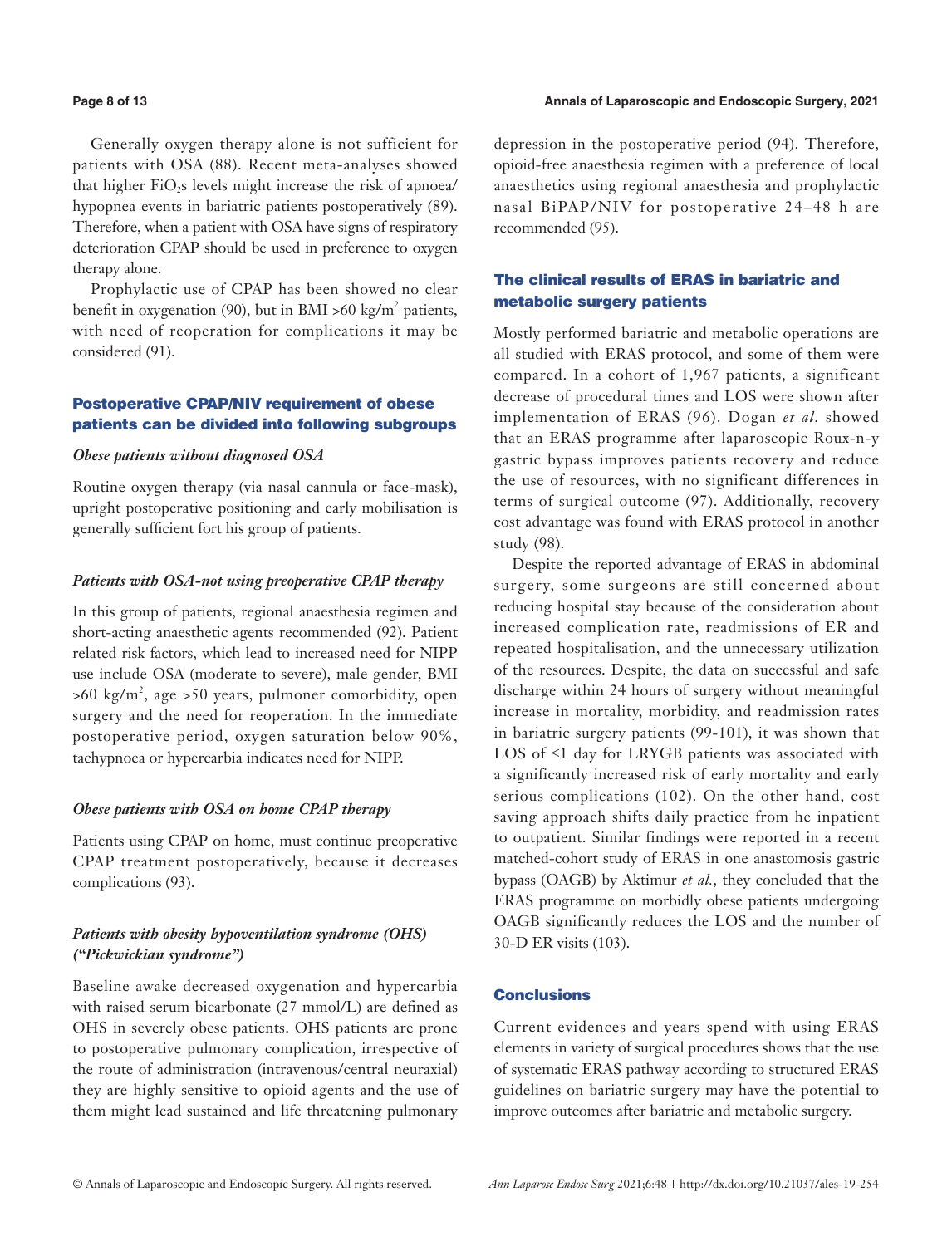Generally oxygen therapy alone is not sufficient for patients with OSA (88). Recent meta-analyses showed that higher $FiO_2$s levels might increase the risk of apnoea/hypopnea events in bariatric patients postoperatively (89). Therefore, when a patient with OSA have signs of respiratory deterioration CPAP should be used in preference to oxygen therapy alone.

Prophylactic use of CPAP has been showed no clear benefit in oxygenation (90), but in BMI >60 kg/$m^2$ patients, with need of reoperation for complications it may be considered (91).

## Postoperative CPAP/NIV requirement of obese patients can be divided into following subgroups

### *Obese patients without diagnosed OSA*

Routine oxygen therapy (via nasal cannula or face-mask), upright postoperative positioning and early mobilisation is generally sufficient fort his group of patients.

### *Patients with OSA-not using preoperative CPAP therapy*

In this group of patients, regional anaesthesia regimen and short-acting anaesthetic agents recommended (92). Patient related risk factors, which lead to increased need for NIPP use include OSA (moderate to severe), male gender, BMI >60 kg/$m^2$, age >50 years, pulmoner comorbidity, open surgery and the need for reoperation. In the immediate postoperative period, oxygen saturation below 90%, tachypnoea or hypercarbia indicates need for NIPP.

### *Obese patients with OSA on home CPAP therapy*

Patients using CPAP on home, must continue preoperative CPAP treatment postoperatively, because it decreases complications (93).

### *Patients with obesity hypoventilation syndrome (OHS) ("Pickwickian syndrome")*

Baseline awake decreased oxygenation and hypercarbia with raised serum bicarbonate (27 mmol/L) are defined as OHS in severely obese patients. OHS patients are prone to postoperative pulmonary complication, irrespective of the route of administration (intravenous/central neuraxial) they are highly sensitive to opioid agents and the use of them might lead sustained and life threatening pulmonary depression in the postoperative period (94). Therefore, opioid-free anaesthesia regimen with a preference of local anaesthetics using regional anaesthesia and prophylactic nasal BiPAP/NIV for postoperative 24–48 h are recommended (95).

## The clinical results of ERAS in bariatric and metabolic surgery patients

Mostly performed bariatric and metabolic operations are all studied with ERAS protocol, and some of them were compared. In a cohort of 1,967 patients, a significant decrease of procedural times and LOS were shown after implementation of ERAS (96). Dogan *et al.* showed that an ERAS programme after laparoscopic Roux-n-y gastric bypass improves patients recovery and reduce the use of resources, with no significant differences in terms of surgical outcome (97). Additionally, recovery cost advantage was found with ERAS protocol in another study (98).

Despite the reported advantage of ERAS in abdominal surgery, some surgeons are still concerned about reducing hospital stay because of the consideration about increased complication rate, readmissions of ER and repeated hospitalisation, and the unnecessary utilization of the resources. Despite, the data on successful and safe discharge within 24 hours of surgery without meaningful increase in mortality, morbidity, and readmission rates in bariatric surgery patients (99-101), it was shown that LOS of ≤1 day for LRYGB patients was associated with a significantly increased risk of early mortality and early serious complications (102). On the other hand, cost saving approach shifts daily practice from he inpatient to outpatient. Similar findings were reported in a recent matched-cohort study of ERAS in one anastomosis gastric bypass (OAGB) by Aktimur *et al.*, they concluded that the ERAS programme on morbidly obese patients undergoing OAGB significantly reduces the LOS and the number of 30-D ER visits (103).

## Conclusions

Current evidences and years spend with using ERAS elements in variety of surgical procedures shows that the use of systematic ERAS pathway according to structured ERAS guidelines on bariatric surgery may have the potential to improve outcomes after bariatric and metabolic surgery.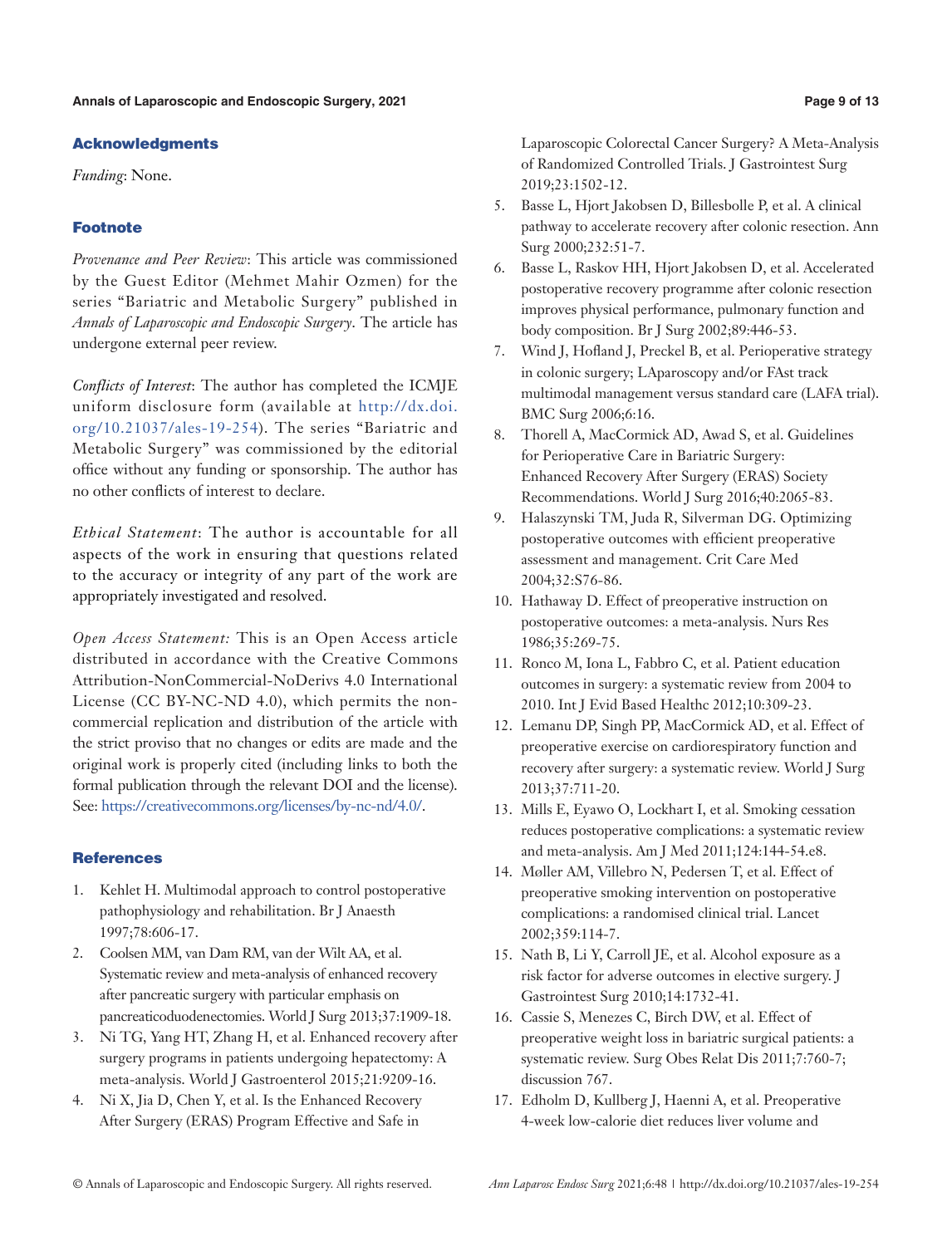## Acknowledgments

*Funding*: None.

## Footnote

*Provenance and Peer Review*: This article was commissioned by the Guest Editor (Mehmet Mahir Ozmen) for the series "Bariatric and Metabolic Surgery" published in *Annals of Laparoscopic and Endoscopic Surgery*. The article has undergone external peer review.

*Conflicts of Interest*: The author has completed the ICMJE uniform disclosure form (available at http://dx.doi.org/10.21037/ales-19-254). The series "Bariatric and Metabolic Surgery" was commissioned by the editorial office without any funding or sponsorship. The author has no other conflicts of interest to declare.

*Ethical Statement*: The author is accountable for all aspects of the work in ensuring that questions related to the accuracy or integrity of any part of the work are appropriately investigated and resolved.

*Open Access Statement:* This is an Open Access article distributed in accordance with the Creative Commons Attribution-NonCommercial-NoDerivs 4.0 International License (CC BY-NC-ND 4.0), which permits the non-commercial replication and distribution of the article with the strict proviso that no changes or edits are made and the original work is properly cited (including links to both the formal publication through the relevant DOI and the license). See: https://creativecommons.org/licenses/by-nc-nd/4.0/.

## References

1. Kehlet H. Multimodal approach to control postoperative pathophysiology and rehabilitation. Br J Anaesth 1997;78:606-17.
2. Coolsen MM, van Dam RM, van der Wilt AA, et al. Systematic review and meta-analysis of enhanced recovery after pancreatic surgery with particular emphasis on pancreaticoduodenectomies. World J Surg 2013;37:1909-18.
3. Ni TG, Yang HT, Zhang H, et al. Enhanced recovery after surgery programs in patients undergoing hepatectomy: A meta-analysis. World J Gastroenterol 2015;21:9209-16.
4. Ni X, Jia D, Chen Y, et al. Is the Enhanced Recovery After Surgery (ERAS) Program Effective and Safe in Laparoscopic Colorectal Cancer Surgery? A Meta-Analysis of Randomized Controlled Trials. J Gastrointest Surg 2019;23:1502-12.
5. Basse L, Hjort Jakobsen D, Billesbolle P, et al. A clinical pathway to accelerate recovery after colonic resection. Ann Surg 2000;232:51-7.
6. Basse L, Raskov HH, Hjort Jakobsen D, et al. Accelerated postoperative recovery programme after colonic resection improves physical performance, pulmonary function and body composition. Br J Surg 2002;89:446-53.
7. Wind J, Hofland J, Preckel B, et al. Perioperative strategy in colonic surgery; LAparoscopy and/or FAst track multimodal management versus standard care (LAFA trial). BMC Surg 2006;6:16.
8. Thorell A, MacCormick AD, Awad S, et al. Guidelines for Perioperative Care in Bariatric Surgery: Enhanced Recovery After Surgery (ERAS) Society Recommendations. World J Surg 2016;40:2065-83.
9. Halaszynski TM, Juda R, Silverman DG. Optimizing postoperative outcomes with efficient preoperative assessment and management. Crit Care Med 2004;32:S76-86.
10. Hathaway D. Effect of preoperative instruction on postoperative outcomes: a meta-analysis. Nurs Res 1986;35:269-75.
11. Ronco M, Iona L, Fabbro C, et al. Patient education outcomes in surgery: a systematic review from 2004 to 2010. Int J Evid Based Healthc 2012;10:309-23.
12. Lemanu DP, Singh PP, MacCormick AD, et al. Effect of preoperative exercise on cardiorespiratory function and recovery after surgery: a systematic review. World J Surg 2013;37:711-20.
13. Mills E, Eyawo O, Lockhart I, et al. Smoking cessation reduces postoperative complications: a systematic review and meta-analysis. Am J Med 2011;124:144-54.e8.
14. Møller AM, Villebro N, Pedersen T, et al. Effect of preoperative smoking intervention on postoperative complications: a randomised clinical trial. Lancet 2002;359:114-7.
15. Nath B, Li Y, Carroll JE, et al. Alcohol exposure as a risk factor for adverse outcomes in elective surgery. J Gastrointest Surg 2010;14:1732-41.
16. Cassie S, Menezes C, Birch DW, et al. Effect of preoperative weight loss in bariatric surgical patients: a systematic review. Surg Obes Relat Dis 2011;7:760-7; discussion 767.
17. Edholm D, Kullberg J, Haenni A, et al. Preoperative 4-week low-calorie diet reduces liver volume and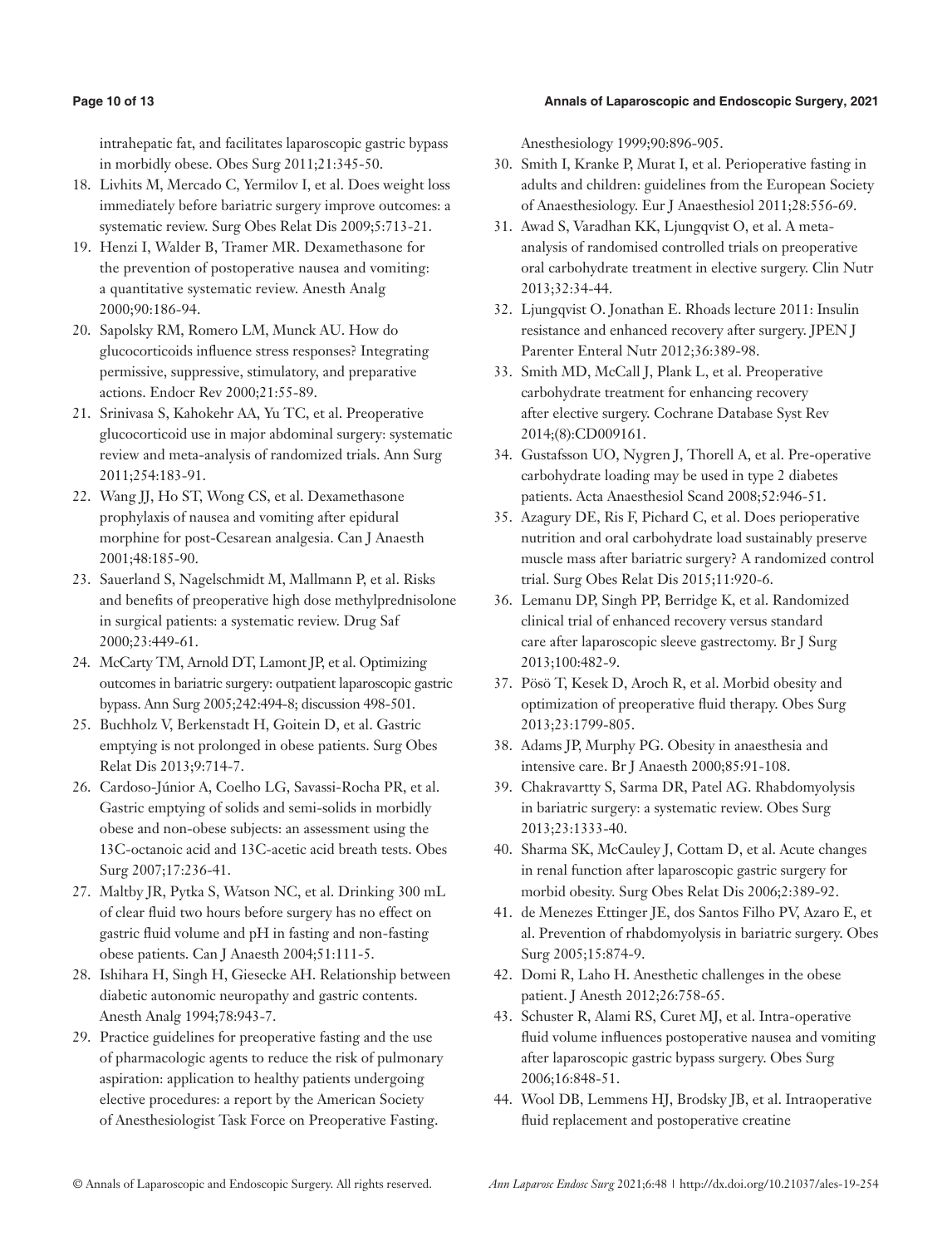intrahepatic fat, and facilitates laparoscopic gastric bypass in morbidly obese. Obes Surg 2011;21:345-50.

18. Livhits M, Mercado C, Yermilov I, et al. Does weight loss immediately before bariatric surgery improve outcomes: a systematic review. Surg Obes Relat Dis 2009;5:713-21.
19. Henzi I, Walder B, Tramer MR. Dexamethasone for the prevention of postoperative nausea and vomiting: a quantitative systematic review. Anesth Analg 2000;90:186-94.
20. Sapolsky RM, Romero LM, Munck AU. How do glucocorticoids influence stress responses? Integrating permissive, suppressive, stimulatory, and preparative actions. Endocr Rev 2000;21:55-89.
21. Srinivasa S, Kahokehr AA, Yu TC, et al. Preoperative glucocorticoid use in major abdominal surgery: systematic review and meta-analysis of randomized trials. Ann Surg 2011;254:183-91.
22. Wang JJ, Ho ST, Wong CS, et al. Dexamethasone prophylaxis of nausea and vomiting after epidural morphine for post-Cesarean analgesia. Can J Anaesth 2001;48:185-90.
23. Sauerland S, Nagelschmidt M, Mallmann P, et al. Risks and benefits of preoperative high dose methylprednisolone in surgical patients: a systematic review. Drug Saf 2000;23:449-61.
24. McCarty TM, Arnold DT, Lamont JP, et al. Optimizing outcomes in bariatric surgery: outpatient laparoscopic gastric bypass. Ann Surg 2005;242:494-8; discussion 498-501.
25. Buchholz V, Berkenstadt H, Goitein D, et al. Gastric emptying is not prolonged in obese patients. Surg Obes Relat Dis 2013;9:714-7.
26. Cardoso-Júnior A, Coelho LG, Savassi-Rocha PR, et al. Gastric emptying of solids and semi-solids in morbidly obese and non-obese subjects: an assessment using the 13C-octanoic acid and 13C-acetic acid breath tests. Obes Surg 2007;17:236-41.
27. Maltby JR, Pytka S, Watson NC, et al. Drinking 300 mL of clear fluid two hours before surgery has no effect on gastric fluid volume and pH in fasting and non-fasting obese patients. Can J Anaesth 2004;51:111-5.
28. Ishihara H, Singh H, Giesecke AH. Relationship between diabetic autonomic neuropathy and gastric contents. Anesth Analg 1994;78:943-7.
29. Practice guidelines for preoperative fasting and the use of pharmacologic agents to reduce the risk of pulmonary aspiration: application to healthy patients undergoing elective procedures: a report by the American Society of Anesthesiologist Task Force on Preoperative Fasting. Anesthesiology 1999;90:896-905.
30. Smith I, Kranke P, Murat I, et al. Perioperative fasting in adults and children: guidelines from the European Society of Anaesthesiology. Eur J Anaesthesiol 2011;28:556-69.
31. Awad S, Varadhan KK, Ljungqvist O, et al. A meta-analysis of randomised controlled trials on preoperative oral carbohydrate treatment in elective surgery. Clin Nutr 2013;32:34-44.
32. Ljungqvist O. Jonathan E. Rhoads lecture 2011: Insulin resistance and enhanced recovery after surgery. JPEN J Parenter Enteral Nutr 2012;36:389-98.
33. Smith MD, McCall J, Plank L, et al. Preoperative carbohydrate treatment for enhancing recovery after elective surgery. Cochrane Database Syst Rev 2014;(8):CD009161.
34. Gustafsson UO, Nygren J, Thorell A, et al. Pre-operative carbohydrate loading may be used in type 2 diabetes patients. Acta Anaesthesiol Scand 2008;52:946-51.
35. Azagury DE, Ris F, Pichard C, et al. Does perioperative nutrition and oral carbohydrate load sustainably preserve muscle mass after bariatric surgery? A randomized control trial. Surg Obes Relat Dis 2015;11:920-6.
36. Lemanu DP, Singh PP, Berridge K, et al. Randomized clinical trial of enhanced recovery versus standard care after laparoscopic sleeve gastrectomy. Br J Surg 2013;100:482-9.
37. Pösö T, Kesek D, Aroch R, et al. Morbid obesity and optimization of preoperative fluid therapy. Obes Surg 2013;23:1799-805.
38. Adams JP, Murphy PG. Obesity in anaesthesia and intensive care. Br J Anaesth 2000;85:91-108.
39. Chakravartty S, Sarma DR, Patel AG. Rhabdomyolysis in bariatric surgery: a systematic review. Obes Surg 2013;23:1333-40.
40. Sharma SK, McCauley J, Cottam D, et al. Acute changes in renal function after laparoscopic gastric surgery for morbid obesity. Surg Obes Relat Dis 2006;2:389-92.
41. de Menezes Ettinger JE, dos Santos Filho PV, Azaro E, et al. Prevention of rhabdomyolysis in bariatric surgery. Obes Surg 2005;15:874-9.
42. Domi R, Laho H. Anesthetic challenges in the obese patient. J Anesth 2012;26:758-65.
43. Schuster R, Alami RS, Curet MJ, et al. Intra-operative fluid volume influences postoperative nausea and vomiting after laparoscopic gastric bypass surgery. Obes Surg 2006;16:848-51.
44. Wool DB, Lemmens HJ, Brodsky JB, et al. Intraoperative fluid replacement and postoperative creatine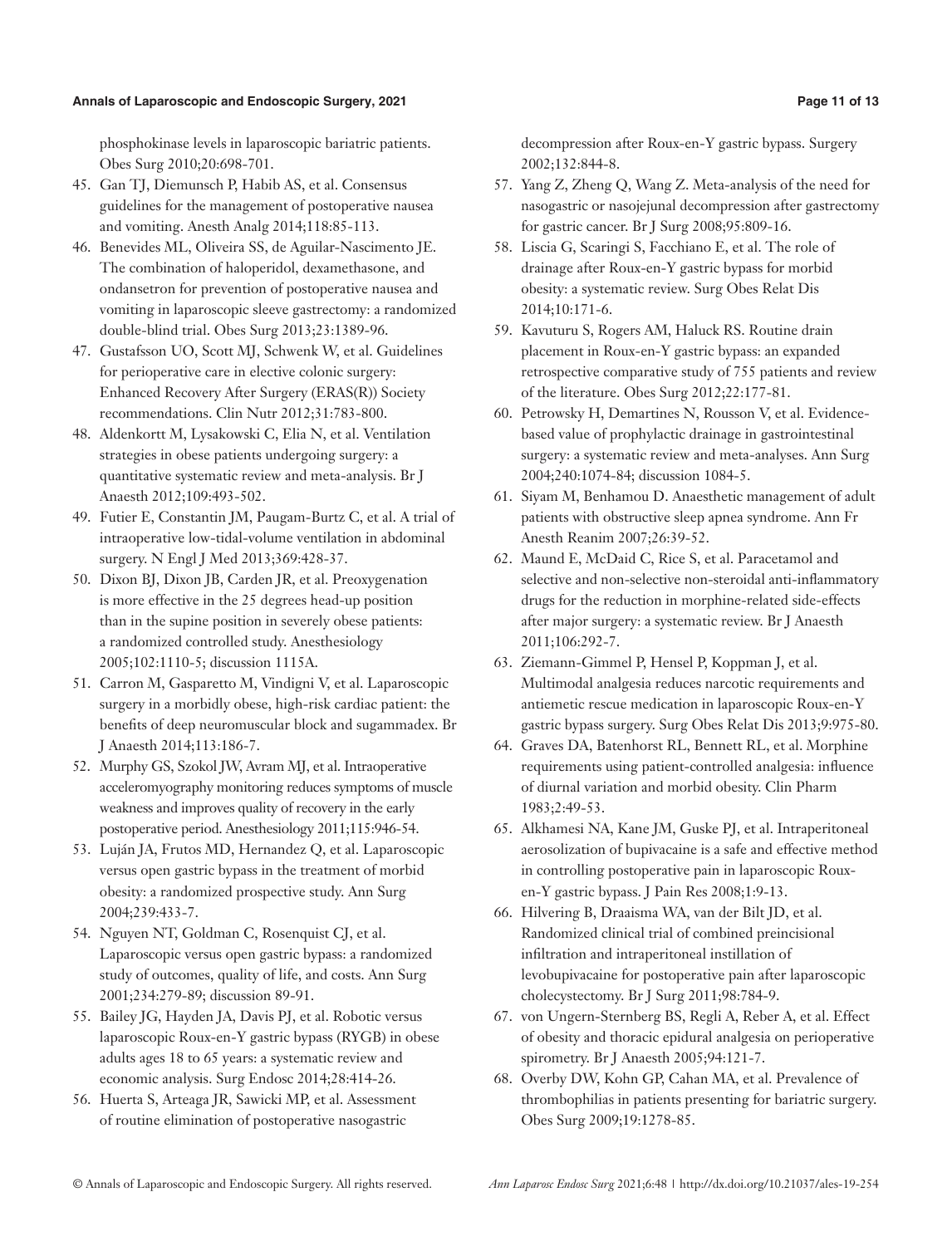phosphokinase levels in laparoscopic bariatric patients. Obes Surg 2010;20:698-701.

45. Gan TJ, Diemunsch P, Habib AS, et al. Consensus guidelines for the management of postoperative nausea and vomiting. Anesth Analg 2014;118:85-113.
46. Benevides ML, Oliveira SS, de Aguilar-Nascimento JE. The combination of haloperidol, dexamethasone, and ondansetron for prevention of postoperative nausea and vomiting in laparoscopic sleeve gastrectomy: a randomized double-blind trial. Obes Surg 2013;23:1389-96.
47. Gustafsson UO, Scott MJ, Schwenk W, et al. Guidelines for perioperative care in elective colonic surgery: Enhanced Recovery After Surgery (ERAS(R)) Society recommendations. Clin Nutr 2012;31:783-800.
48. Aldenkortt M, Lysakowski C, Elia N, et al. Ventilation strategies in obese patients undergoing surgery: a quantitative systematic review and meta-analysis. Br J Anaesth 2012;109:493-502.
49. Futier E, Constantin JM, Paugam-Burtz C, et al. A trial of intraoperative low-tidal-volume ventilation in abdominal surgery. N Engl J Med 2013;369:428-37.
50. Dixon BJ, Dixon JB, Carden JR, et al. Preoxygenation is more effective in the 25 degrees head-up position than in the supine position in severely obese patients: a randomized controlled study. Anesthesiology 2005;102:1110-5; discussion 1115A.
51. Carron M, Gasparetto M, Vindigni V, et al. Laparoscopic surgery in a morbidly obese, high-risk cardiac patient: the benefits of deep neuromuscular block and sugammadex. Br J Anaesth 2014;113:186-7.
52. Murphy GS, Szokol JW, Avram MJ, et al. Intraoperative acceleromyography monitoring reduces symptoms of muscle weakness and improves quality of recovery in the early postoperative period. Anesthesiology 2011;115:946-54.
53. Luján JA, Frutos MD, Hernandez Q, et al. Laparoscopic versus open gastric bypass in the treatment of morbid obesity: a randomized prospective study. Ann Surg 2004;239:433-7.
54. Nguyen NT, Goldman C, Rosenquist CJ, et al. Laparoscopic versus open gastric bypass: a randomized study of outcomes, quality of life, and costs. Ann Surg 2001;234:279-89; discussion 89-91.
55. Bailey JG, Hayden JA, Davis PJ, et al. Robotic versus laparoscopic Roux-en-Y gastric bypass (RYGB) in obese adults ages 18 to 65 years: a systematic review and economic analysis. Surg Endosc 2014;28:414-26.
56. Huerta S, Arteaga JR, Sawicki MP, et al. Assessment of routine elimination of postoperative nasogastric decompression after Roux-en-Y gastric bypass. Surgery 2002;132:844-8.
57. Yang Z, Zheng Q, Wang Z. Meta-analysis of the need for nasogastric or nasojejunal decompression after gastrectomy for gastric cancer. Br J Surg 2008;95:809-16.
58. Liscia G, Scaringi S, Facchiano E, et al. The role of drainage after Roux-en-Y gastric bypass for morbid obesity: a systematic review. Surg Obes Relat Dis 2014;10:171-6.
59. Kavuturu S, Rogers AM, Haluck RS. Routine drain placement in Roux-en-Y gastric bypass: an expanded retrospective comparative study of 755 patients and review of the literature. Obes Surg 2012;22:177-81.
60. Petrowsky H, Demartines N, Rousson V, et al. Evidence-based value of prophylactic drainage in gastrointestinal surgery: a systematic review and meta-analyses. Ann Surg 2004;240:1074-84; discussion 1084-5.
61. Siyam M, Benhamou D. Anaesthetic management of adult patients with obstructive sleep apnea syndrome. Ann Fr Anesth Reanim 2007;26:39-52.
62. Maund E, McDaid C, Rice S, et al. Paracetamol and selective and non-selective non-steroidal anti-inflammatory drugs for the reduction in morphine-related side-effects after major surgery: a systematic review. Br J Anaesth 2011;106:292-7.
63. Ziemann-Gimmel P, Hensel P, Koppman J, et al. Multimodal analgesia reduces narcotic requirements and antiemetic rescue medication in laparoscopic Roux-en-Y gastric bypass surgery. Surg Obes Relat Dis 2013;9:975-80.
64. Graves DA, Batenhorst RL, Bennett RL, et al. Morphine requirements using patient-controlled analgesia: influence of diurnal variation and morbid obesity. Clin Pharm 1983;2:49-53.
65. Alkhamesi NA, Kane JM, Guske PJ, et al. Intraperitoneal aerosolization of bupivacaine is a safe and effective method in controlling postoperative pain in laparoscopic Roux-en-Y gastric bypass. J Pain Res 2008;1:9-13.
66. Hilvering B, Draaisma WA, van der Bilt JD, et al. Randomized clinical trial of combined preincisional infiltration and intraperitoneal instillation of levobupivacaine for postoperative pain after laparoscopic cholecystectomy. Br J Surg 2011;98:784-9.
67. von Ungern-Sternberg BS, Regli A, Reber A, et al. Effect of obesity and thoracic epidural analgesia on perioperative spirometry. Br J Anaesth 2005;94:121-7.
68. Overby DW, Kohn GP, Cahan MA, et al. Prevalence of thrombophilias in patients presenting for bariatric surgery. Obes Surg 2009;19:1278-85.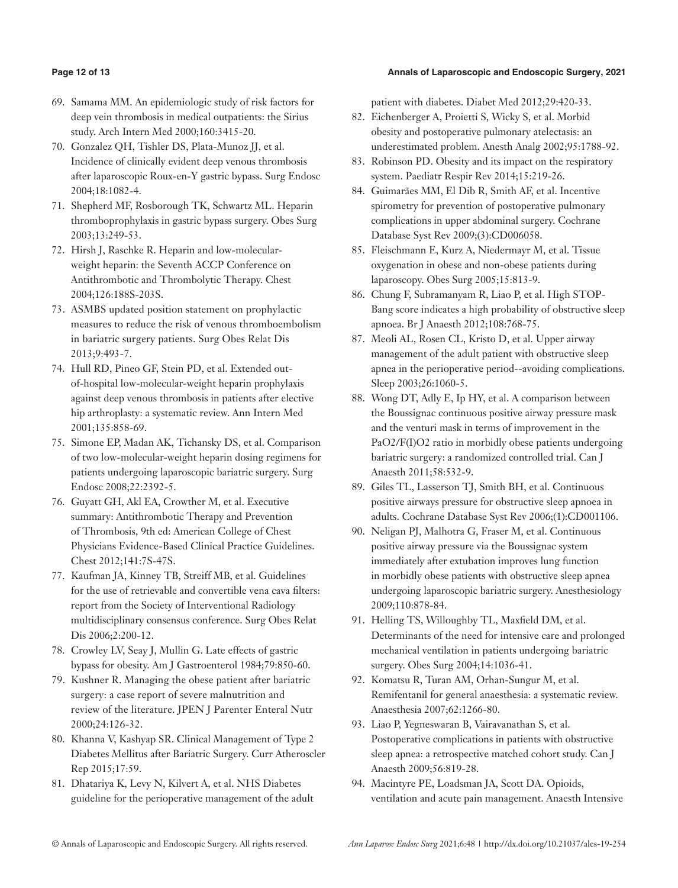69. Samama MM. An epidemiologic study of risk factors for deep vein thrombosis in medical outpatients: the Sirius study. Arch Intern Med 2000;160:3415-20.
70. Gonzalez QH, Tishler DS, Plata-Munoz JJ, et al. Incidence of clinically evident deep venous thrombosis after laparoscopic Roux-en-Y gastric bypass. Surg Endosc 2004;18:1082-4.
71. Shepherd MF, Rosborough TK, Schwartz ML. Heparin thromboprophylaxis in gastric bypass surgery. Obes Surg 2003;13:249-53.
72. Hirsh J, Raschke R. Heparin and low-molecular-weight heparin: the Seventh ACCP Conference on Antithrombotic and Thrombolytic Therapy. Chest 2004;126:188S-203S.
73. ASMBS updated position statement on prophylactic measures to reduce the risk of venous thromboembolism in bariatric surgery patients. Surg Obes Relat Dis 2013;9:493-7.
74. Hull RD, Pineo GF, Stein PD, et al. Extended out-of-hospital low-molecular-weight heparin prophylaxis against deep venous thrombosis in patients after elective hip arthroplasty: a systematic review. Ann Intern Med 2001;135:858-69.
75. Simone EP, Madan AK, Tichansky DS, et al. Comparison of two low-molecular-weight heparin dosing regimens for patients undergoing laparoscopic bariatric surgery. Surg Endosc 2008;22:2392-5.
76. Guyatt GH, Akl EA, Crowther M, et al. Executive summary: Antithrombotic Therapy and Prevention of Thrombosis, 9th ed: American College of Chest Physicians Evidence-Based Clinical Practice Guidelines. Chest 2012;141:7S-47S.
77. Kaufman JA, Kinney TB, Streiff MB, et al. Guidelines for the use of retrievable and convertible vena cava filters: report from the Society of Interventional Radiology multidisciplinary consensus conference. Surg Obes Relat Dis 2006;2:200-12.
78. Crowley LV, Seay J, Mullin G. Late effects of gastric bypass for obesity. Am J Gastroenterol 1984;79:850-60.
79. Kushner R. Managing the obese patient after bariatric surgery: a case report of severe malnutrition and review of the literature. JPEN J Parenter Enteral Nutr 2000;24:126-32.
80. Khanna V, Kashyap SR. Clinical Management of Type 2 Diabetes Mellitus after Bariatric Surgery. Curr Atheroscler Rep 2015;17:59.
81. Dhatariya K, Levy N, Kilvert A, et al. NHS Diabetes guideline for the perioperative management of the adult patient with diabetes. Diabet Med 2012;29:420-33.
82. Eichenberger A, Proietti S, Wicky S, et al. Morbid obesity and postoperative pulmonary atelectasis: an underestimated problem. Anesth Analg 2002;95:1788-92.
83. Robinson PD. Obesity and its impact on the respiratory system. Paediatr Respir Rev 2014;15:219-26.
84. Guimarães MM, El Dib R, Smith AF, et al. Incentive spirometry for prevention of postoperative pulmonary complications in upper abdominal surgery. Cochrane Database Syst Rev 2009;(3):CD006058.
85. Fleischmann E, Kurz A, Niedermayr M, et al. Tissue oxygenation in obese and non-obese patients during laparoscopy. Obes Surg 2005;15:813-9.
86. Chung F, Subramanyam R, Liao P, et al. High STOP-Bang score indicates a high probability of obstructive sleep apnoea. Br J Anaesth 2012;108:768-75.
87. Meoli AL, Rosen CL, Kristo D, et al. Upper airway management of the adult patient with obstructive sleep apnea in the perioperative period--avoiding complications. Sleep 2003;26:1060-5.
88. Wong DT, Adly E, Ip HY, et al. A comparison between the Boussignac continuous positive airway pressure mask and the venturi mask in terms of improvement in the PaO2/F(I)O2 ratio in morbidly obese patients undergoing bariatric surgery: a randomized controlled trial. Can J Anaesth 2011;58:532-9.
89. Giles TL, Lasserson TJ, Smith BH, et al. Continuous positive airways pressure for obstructive sleep apnoea in adults. Cochrane Database Syst Rev 2006;(1):CD001106.
90. Neligan PJ, Malhotra G, Fraser M, et al. Continuous positive airway pressure via the Boussignac system immediately after extubation improves lung function in morbidly obese patients with obstructive sleep apnea undergoing laparoscopic bariatric surgery. Anesthesiology 2009;110:878-84.
91. Helling TS, Willoughby TL, Maxfield DM, et al. Determinants of the need for intensive care and prolonged mechanical ventilation in patients undergoing bariatric surgery. Obes Surg 2004;14:1036-41.
92. Komatsu R, Turan AM, Orhan-Sungur M, et al. Remifentanil for general anaesthesia: a systematic review. Anaesthesia 2007;62:1266-80.
93. Liao P, Yegneswaran B, Vairavanathan S, et al. Postoperative complications in patients with obstructive sleep apnea: a retrospective matched cohort study. Can J Anaesth 2009;56:819-28.
94. Macintyre PE, Loadsman JA, Scott DA. Opioids, ventilation and acute pain management. Anaesth Intensive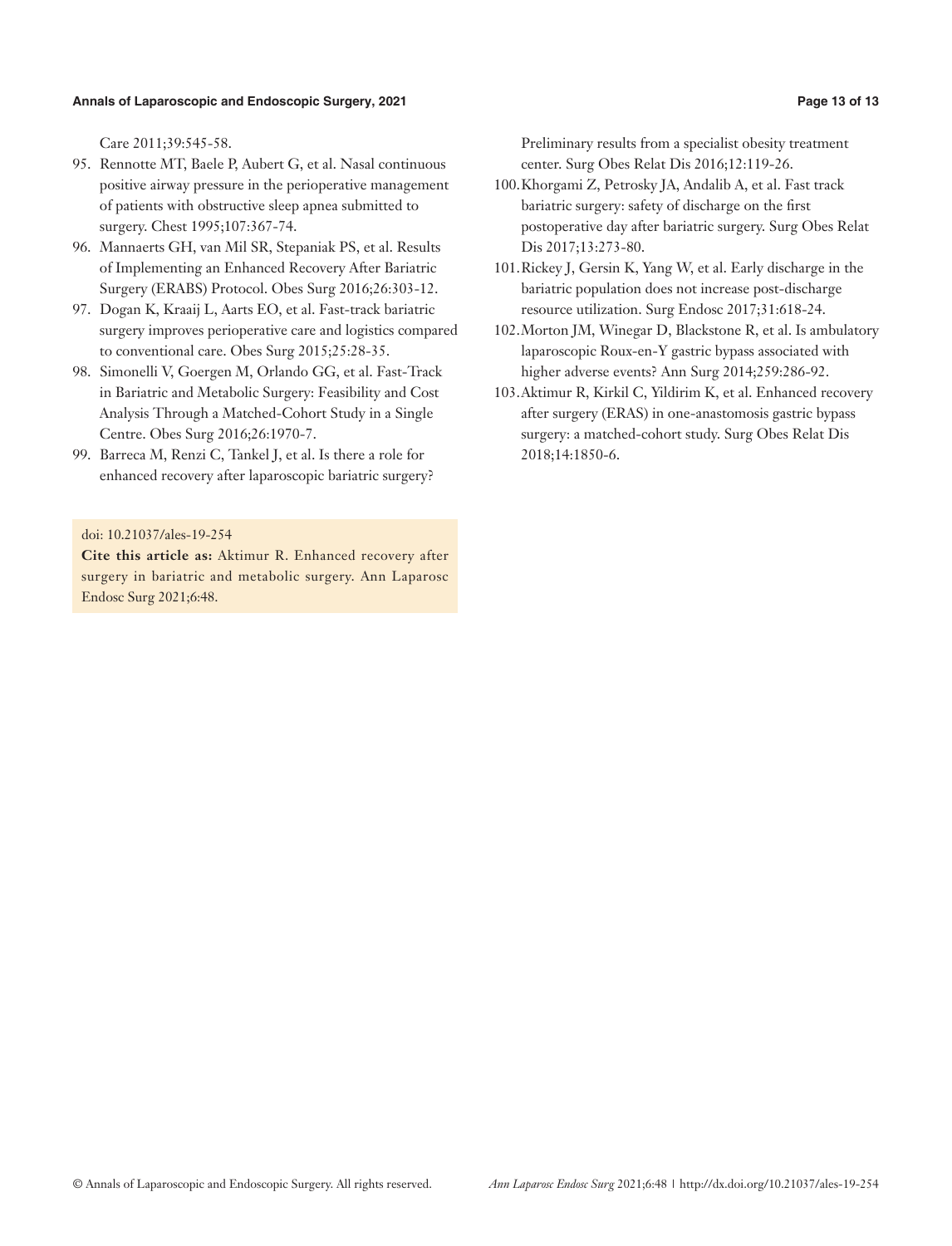Care 2011;39:545-58.

95. Rennotte MT, Baele P, Aubert G, et al. Nasal continuous positive airway pressure in the perioperative management of patients with obstructive sleep apnea submitted to surgery. Chest 1995;107:367-74.
96. Mannaerts GH, van Mil SR, Stepaniak PS, et al. Results of Implementing an Enhanced Recovery After Bariatric Surgery (ERABS) Protocol. Obes Surg 2016;26:303-12.
97. Dogan K, Kraaij L, Aarts EO, et al. Fast-track bariatric surgery improves perioperative care and logistics compared to conventional care. Obes Surg 2015;25:28-35.
98. Simonelli V, Goergen M, Orlando GG, et al. Fast-Track in Bariatric and Metabolic Surgery: Feasibility and Cost Analysis Through a Matched-Cohort Study in a Single Centre. Obes Surg 2016;26:1970-7.
99. Barreca M, Renzi C, Tankel J, et al. Is there a role for enhanced recovery after laparoscopic bariatric surgery? Preliminary results from a specialist obesity treatment center. Surg Obes Relat Dis 2016;12:119-26.
100. Khorgami Z, Petrosky JA, Andalib A, et al. Fast track bariatric surgery: safety of discharge on the first postoperative day after bariatric surgery. Surg Obes Relat Dis 2017;13:273-80.
101. Rickey J, Gersin K, Yang W, et al. Early discharge in the bariatric population does not increase post-discharge resource utilization. Surg Endosc 2017;31:618-24.
102. Morton JM, Winegar D, Blackstone R, et al. Is ambulatory laparoscopic Roux-en-Y gastric bypass associated with higher adverse events? Ann Surg 2014;259:286-92.
103. Aktimur R, Kirkil C, Yildirim K, et al. Enhanced recovery after surgery (ERAS) in one-anastomosis gastric bypass surgery: a matched-cohort study. Surg Obes Relat Dis 2018;14:1850-6.

doi: 10.21037/ales-19-254

**Cite this article as:** Aktimur R. Enhanced recovery after surgery in bariatric and metabolic surgery. Ann Laparosc Endosc Surg 2021;6:48.